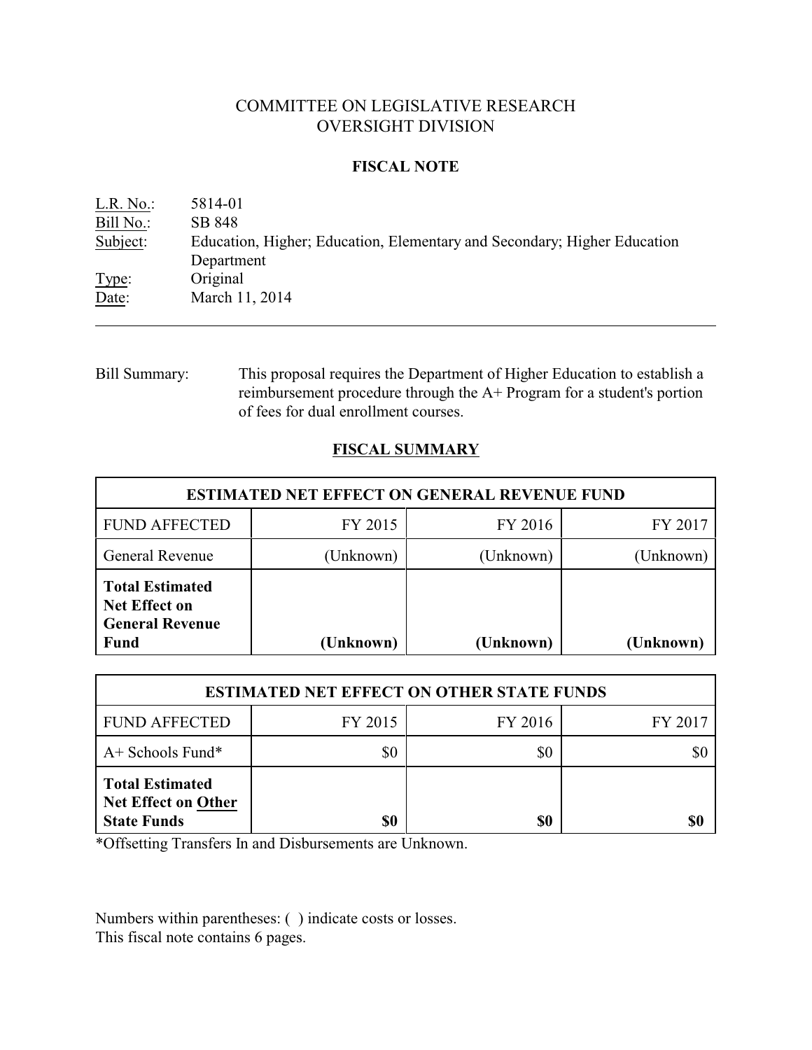# COMMITTEE ON LEGISLATIVE RESEARCH
## OVERSIGHT DIVISION

### FISCAL NOTE

L.R. No.: 5814-01
Bill No.: SB 848
Subject: Education, Higher; Education, Elementary and Secondary; Higher Education Department
Type: Original
Date: March 11, 2014

---

Bill Summary: This proposal requires the Department of Higher Education to establish a reimbursement procedure through the A+ Program for a student's portion of fees for dual enrollment courses.

### FISCAL SUMMARY

| ESTIMATED NET EFFECT ON GENERAL REVENUE FUND | | | |
|---|---|---|---|
| FUND AFFECTED | FY 2015 | FY 2016 | FY 2017 |
| General Revenue | (Unknown) | (Unknown) | (Unknown) |
| **Total Estimated Net Effect on General Revenue Fund** | **(Unknown)** | **(Unknown)** | **(Unknown)** |

| ESTIMATED NET EFFECT ON OTHER STATE FUNDS | | | |
|---|---|---|---|
| FUND AFFECTED | FY 2015 | FY 2016 | FY 2017 |
| A+ Schools Fund* | $0 | $0 | $0 |
| **Total Estimated Net Effect on Other State Funds** | **$0** | **$0** | **$0** |

*Offsetting Transfers In and Disbursements are Unknown.

Numbers within parentheses: ( ) indicate costs or losses.
This fiscal note contains 6 pages.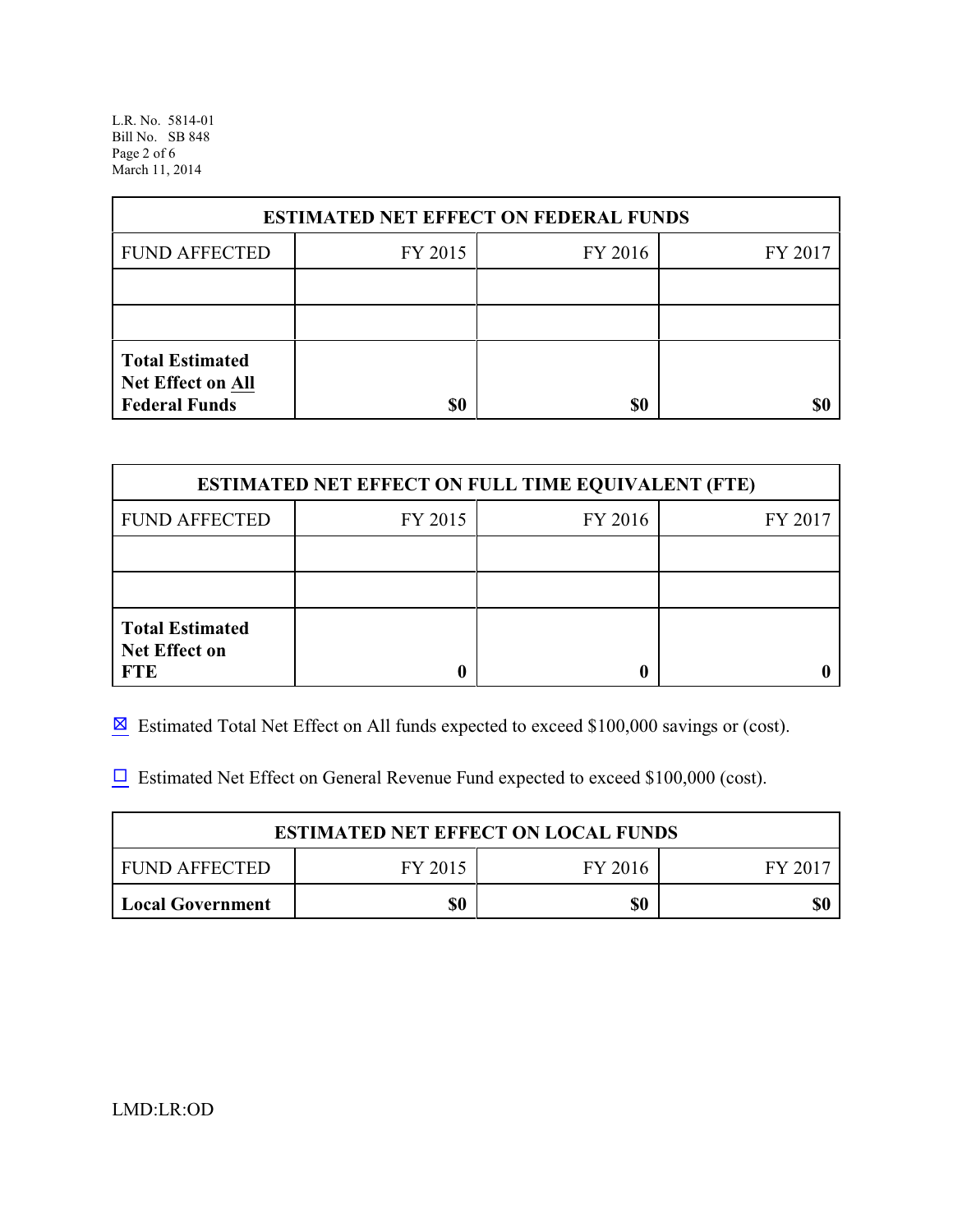| ESTIMATED NET EFFECT ON FEDERAL FUNDS | | | |
|---|---|---|---|
| FUND AFFECTED | FY 2015 | FY 2016 | FY 2017 |
| | | | |
| | | | |
| **Total Estimated Net Effect on All Federal Funds** | **$0** | **$0** | **$0** |

| ESTIMATED NET EFFECT ON FULL TIME EQUIVALENT (FTE) | | | |
|---|---|---|---|
| FUND AFFECTED | FY 2015 | FY 2016 | FY 2017 |
| | | | |
| | | | |
| **Total Estimated Net Effect on FTE** | **0** | **0** | **0** |

☒ Estimated Total Net Effect on All funds expected to exceed $100,000 savings or (cost).

☐ Estimated Net Effect on General Revenue Fund expected to exceed $100,000 (cost).

| ESTIMATED NET EFFECT ON LOCAL FUNDS | | | |
|---|---|---|---|
| FUND AFFECTED | FY 2015 | FY 2016 | FY 2017 |
| **Local Government** | **$0** | **$0** | **$0** |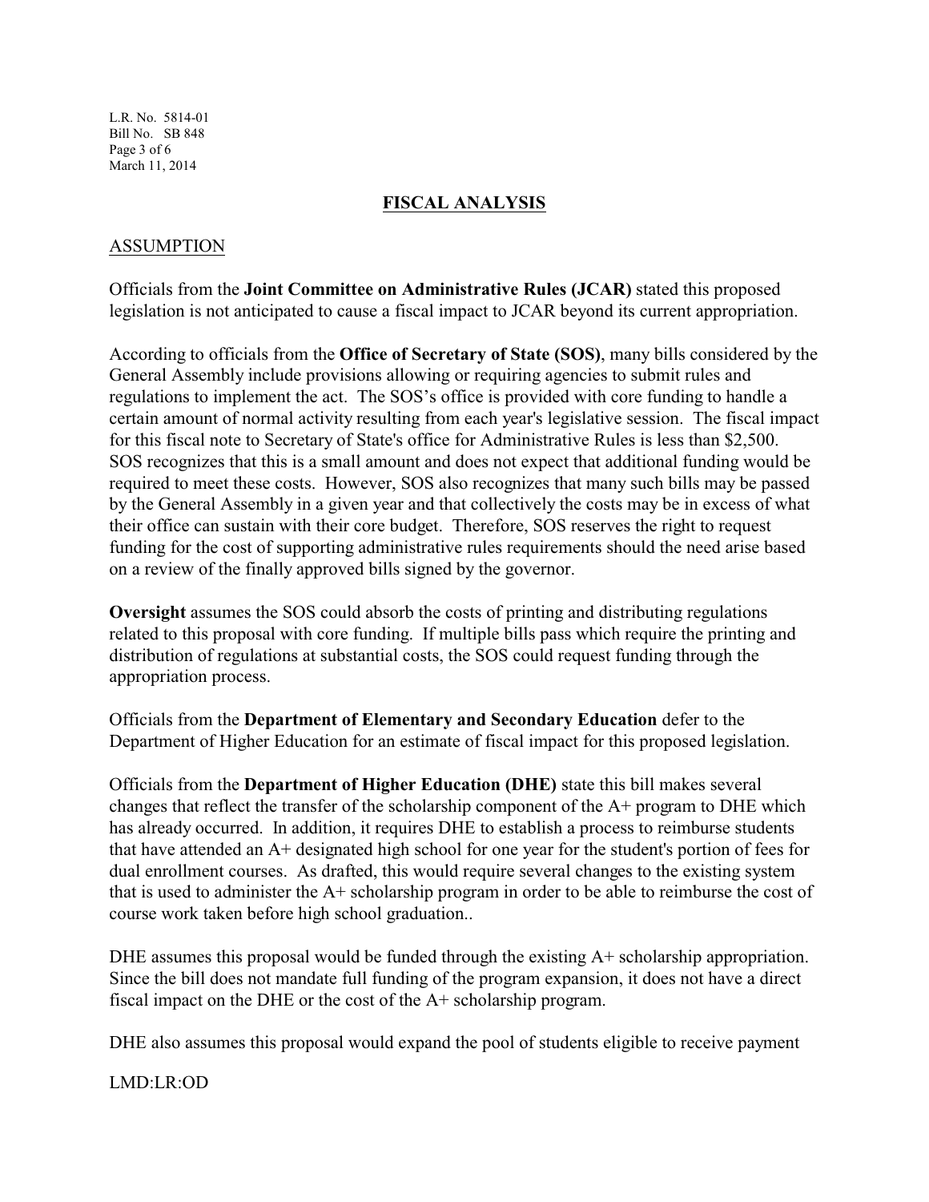## FISCAL ANALYSIS

### ASSUMPTION

Officials from the **Joint Committee on Administrative Rules (JCAR)** stated this proposed legislation is not anticipated to cause a fiscal impact to JCAR beyond its current appropriation.

According to officials from the **Office of Secretary of State (SOS)**, many bills considered by the General Assembly include provisions allowing or requiring agencies to submit rules and regulations to implement the act. The SOS's office is provided with core funding to handle a certain amount of normal activity resulting from each year's legislative session. The fiscal impact for this fiscal note to Secretary of State's office for Administrative Rules is less than $2,500. SOS recognizes that this is a small amount and does not expect that additional funding would be required to meet these costs. However, SOS also recognizes that many such bills may be passed by the General Assembly in a given year and that collectively the costs may be in excess of what their office can sustain with their core budget. Therefore, SOS reserves the right to request funding for the cost of supporting administrative rules requirements should the need arise based on a review of the finally approved bills signed by the governor.

**Oversight** assumes the SOS could absorb the costs of printing and distributing regulations related to this proposal with core funding. If multiple bills pass which require the printing and distribution of regulations at substantial costs, the SOS could request funding through the appropriation process.

Officials from the **Department of Elementary and Secondary Education** defer to the Department of Higher Education for an estimate of fiscal impact for this proposed legislation.

Officials from the **Department of Higher Education (DHE)** state this bill makes several changes that reflect the transfer of the scholarship component of the A+ program to DHE which has already occurred. In addition, it requires DHE to establish a process to reimburse students that have attended an A+ designated high school for one year for the student's portion of fees for dual enrollment courses. As drafted, this would require several changes to the existing system that is used to administer the A+ scholarship program in order to be able to reimburse the cost of course work taken before high school graduation..

DHE assumes this proposal would be funded through the existing A+ scholarship appropriation. Since the bill does not mandate full funding of the program expansion, it does not have a direct fiscal impact on the DHE or the cost of the A+ scholarship program.

DHE also assumes this proposal would expand the pool of students eligible to receive payment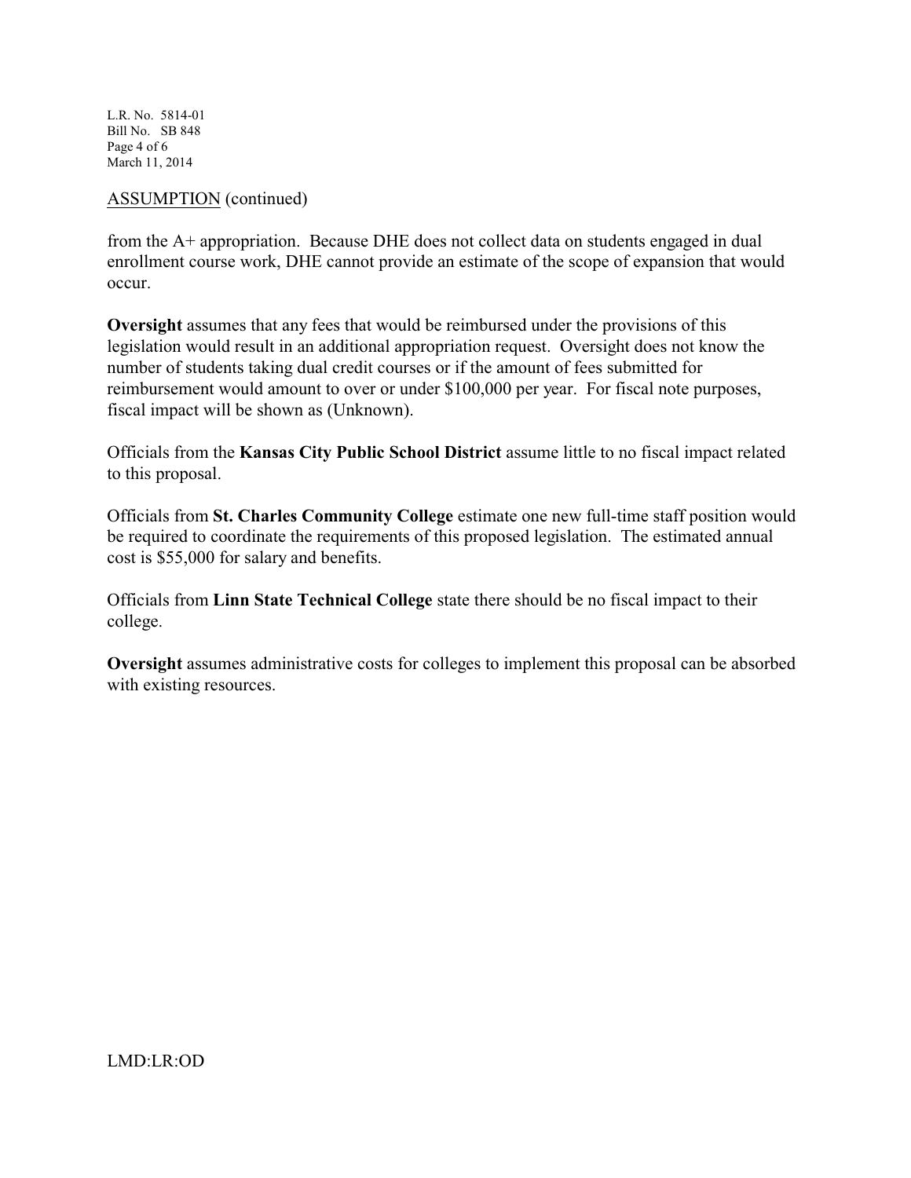ASSUMPTION (continued)

from the A+ appropriation. Because DHE does not collect data on students engaged in dual enrollment course work, DHE cannot provide an estimate of the scope of expansion that would occur.

**Oversight** assumes that any fees that would be reimbursed under the provisions of this legislation would result in an additional appropriation request. Oversight does not know the number of students taking dual credit courses or if the amount of fees submitted for reimbursement would amount to over or under $100,000 per year. For fiscal note purposes, fiscal impact will be shown as (Unknown).

Officials from the **Kansas City Public School District** assume little to no fiscal impact related to this proposal.

Officials from **St. Charles Community College** estimate one new full-time staff position would be required to coordinate the requirements of this proposed legislation. The estimated annual cost is $55,000 for salary and benefits.

Officials from **Linn State Technical College** state there should be no fiscal impact to their college.

**Oversight** assumes administrative costs for colleges to implement this proposal can be absorbed with existing resources.

LMD:LR:OD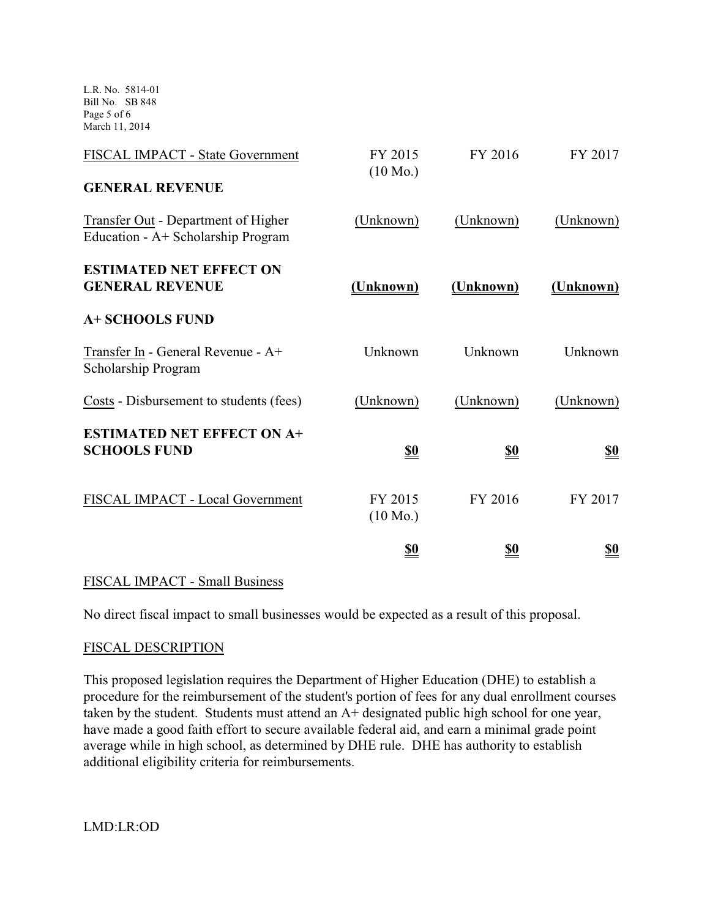| FISCAL IMPACT - State Government | FY 2015 (10 Mo.) | FY 2016 | FY 2017 |
|---|---|---|---|
| **GENERAL REVENUE** | | | |
| Transfer Out - Department of Higher Education - A+ Scholarship Program | (Unknown) | (Unknown) | (Unknown) |
| **ESTIMATED NET EFFECT ON GENERAL REVENUE** | **(Unknown)** | **(Unknown)** | **(Unknown)** |
| **A+ SCHOOLS FUND** | | | |
| Transfer In - General Revenue - A+ Scholarship Program | Unknown | Unknown | Unknown |
| Costs - Disbursement to students (fees) | (Unknown) | (Unknown) | (Unknown) |
| **ESTIMATED NET EFFECT ON A+ SCHOOLS FUND** | **$0** | **$0** | **$0** |

| FISCAL IMPACT - Local Government | FY 2015 (10 Mo.) | FY 2016 | FY 2017 |
|---|---|---|---|
| | **$0** | **$0** | **$0** |

FISCAL IMPACT - Small Business

No direct fiscal impact to small businesses would be expected as a result of this proposal.

FISCAL DESCRIPTION

This proposed legislation requires the Department of Higher Education (DHE) to establish a procedure for the reimbursement of the student's portion of fees for any dual enrollment courses taken by the student. Students must attend an A+ designated public high school for one year, have made a good faith effort to secure available federal aid, and earn a minimal grade point average while in high school, as determined by DHE rule. DHE has authority to establish additional eligibility criteria for reimbursements.

LMD:LR:OD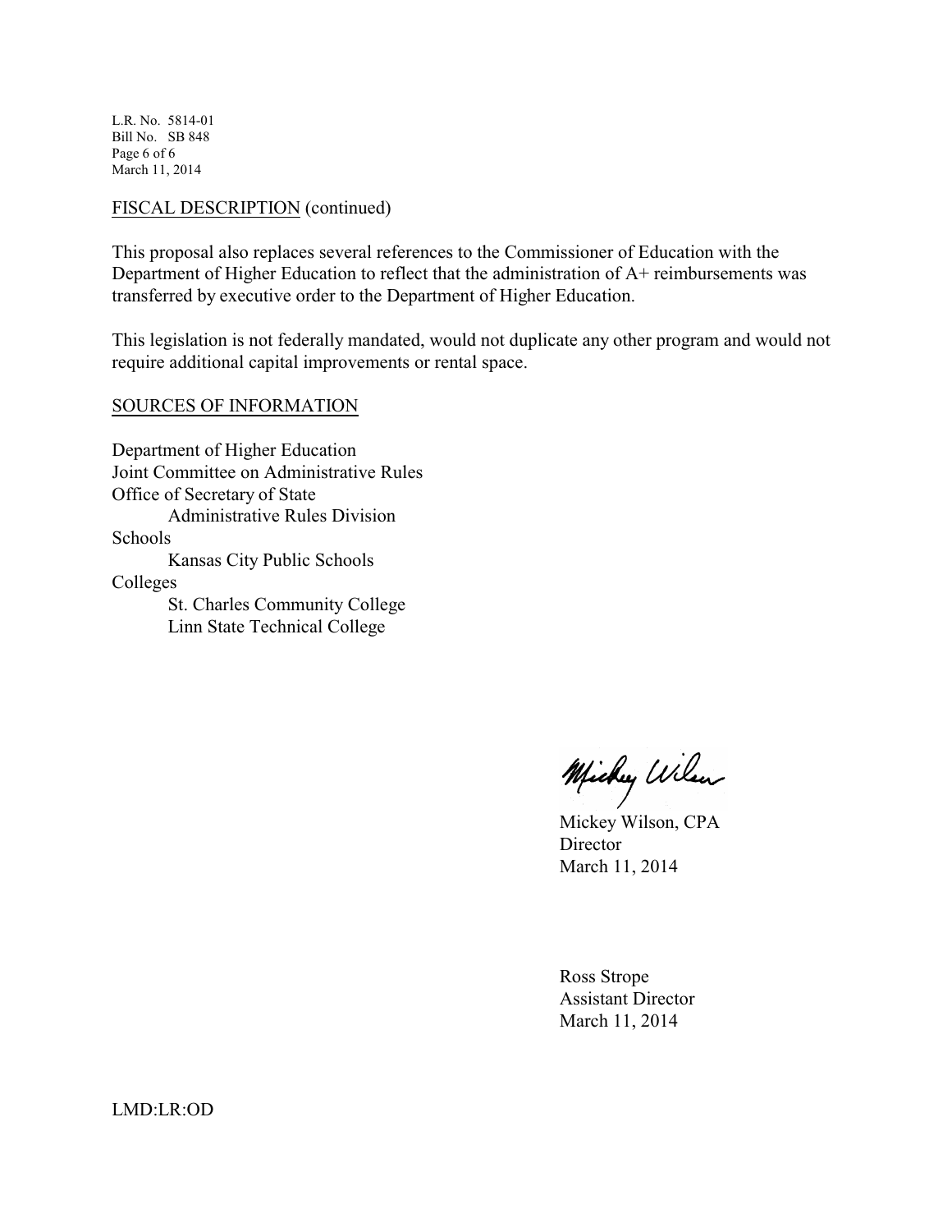FISCAL DESCRIPTION (continued)

This proposal also replaces several references to the Commissioner of Education with the Department of Higher Education to reflect that the administration of A+ reimbursements was transferred by executive order to the Department of Higher Education.

This legislation is not federally mandated, would not duplicate any other program and would not require additional capital improvements or rental space.

SOURCES OF INFORMATION

Department of Higher Education
Joint Committee on Administrative Rules
Office of Secretary of State
    Administrative Rules Division
Schools
    Kansas City Public Schools
Colleges
    St. Charles Community College
    Linn State Technical College

Mickey Wilson, CPA
Director
March 11, 2014

Ross Strope
Assistant Director
March 11, 2014

LMD:LR:OD